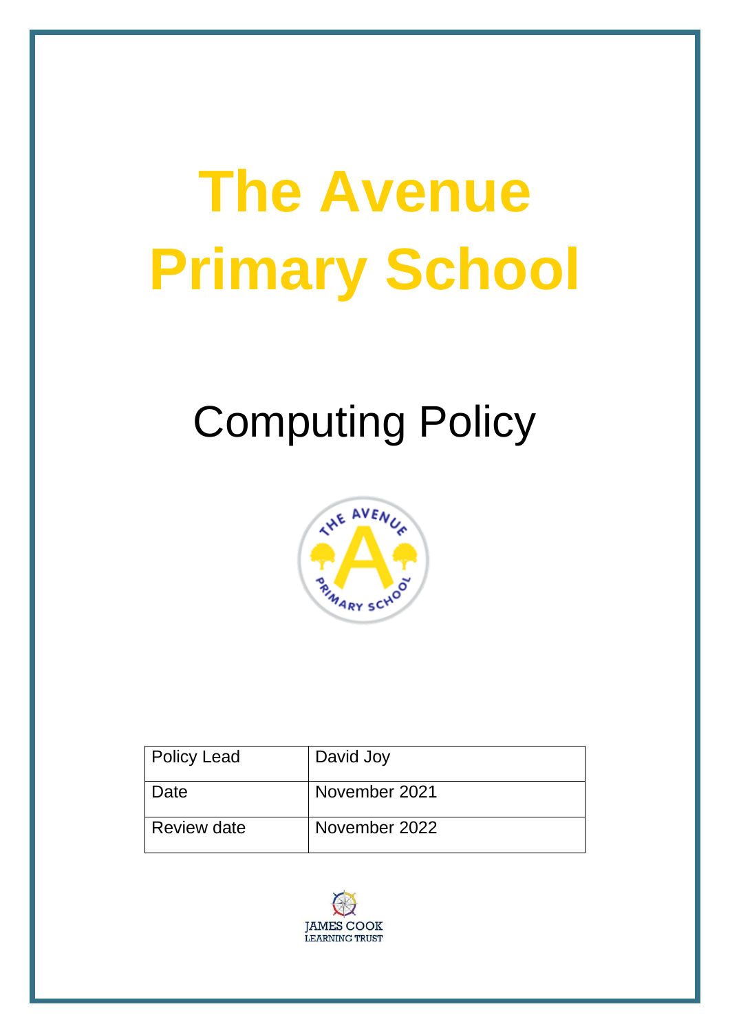# The Avenue Primary School

## Computing Policy

| Policy Lead | David Joy |
|---|---|
| Date | November 2021 |
| Review date | November 2022 |

JAMES COOK
LEARNING TRUST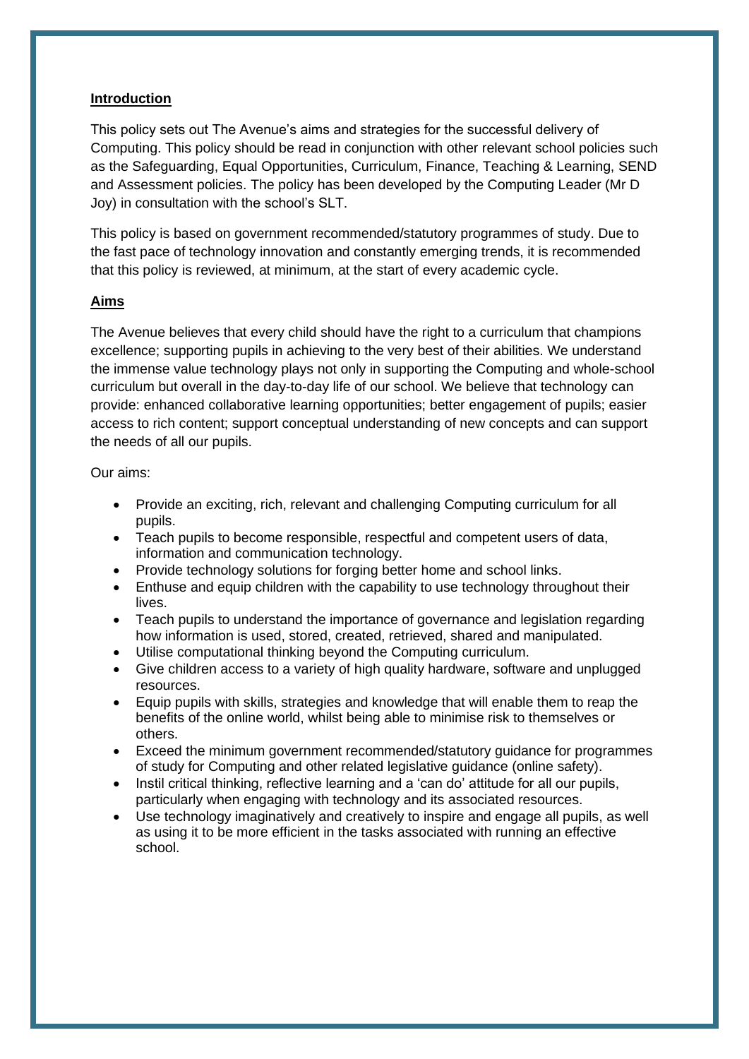## Introduction

This policy sets out The Avenue's aims and strategies for the successful delivery of Computing. This policy should be read in conjunction with other relevant school policies such as the Safeguarding, Equal Opportunities, Curriculum, Finance, Teaching & Learning, SEND and Assessment policies. The policy has been developed by the Computing Leader (Mr D Joy) in consultation with the school's SLT.

This policy is based on government recommended/statutory programmes of study. Due to the fast pace of technology innovation and constantly emerging trends, it is recommended that this policy is reviewed, at minimum, at the start of every academic cycle.

## Aims

The Avenue believes that every child should have the right to a curriculum that champions excellence; supporting pupils in achieving to the very best of their abilities. We understand the immense value technology plays not only in supporting the Computing and whole-school curriculum but overall in the day-to-day life of our school. We believe that technology can provide: enhanced collaborative learning opportunities; better engagement of pupils; easier access to rich content; support conceptual understanding of new concepts and can support the needs of all our pupils.

Our aims:

- Provide an exciting, rich, relevant and challenging Computing curriculum for all pupils.
- Teach pupils to become responsible, respectful and competent users of data, information and communication technology.
- Provide technology solutions for forging better home and school links.
- Enthuse and equip children with the capability to use technology throughout their lives.
- Teach pupils to understand the importance of governance and legislation regarding how information is used, stored, created, retrieved, shared and manipulated.
- Utilise computational thinking beyond the Computing curriculum.
- Give children access to a variety of high quality hardware, software and unplugged resources.
- Equip pupils with skills, strategies and knowledge that will enable them to reap the benefits of the online world, whilst being able to minimise risk to themselves or others.
- Exceed the minimum government recommended/statutory guidance for programmes of study for Computing and other related legislative guidance (online safety).
- Instil critical thinking, reflective learning and a 'can do' attitude for all our pupils, particularly when engaging with technology and its associated resources.
- Use technology imaginatively and creatively to inspire and engage all pupils, as well as using it to be more efficient in the tasks associated with running an effective school.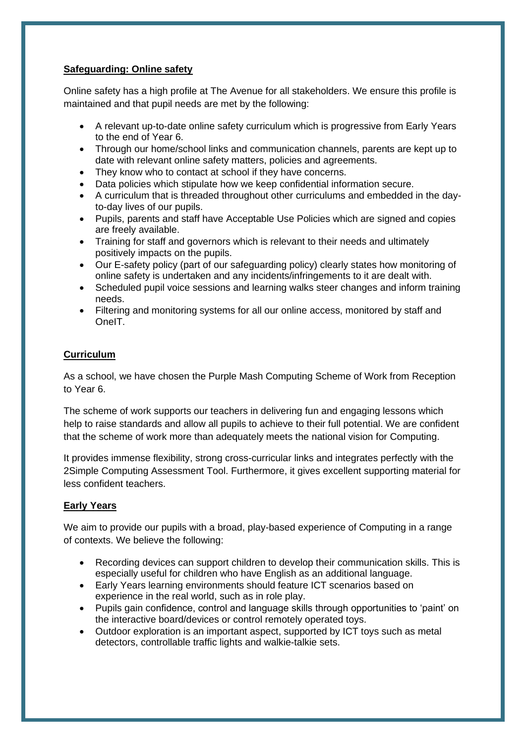## Safeguarding: Online safety

Online safety has a high profile at The Avenue for all stakeholders. We ensure this profile is maintained and that pupil needs are met by the following:

- A relevant up-to-date online safety curriculum which is progressive from Early Years to the end of Year 6.
- Through our home/school links and communication channels, parents are kept up to date with relevant online safety matters, policies and agreements.
- They know who to contact at school if they have concerns.
- Data policies which stipulate how we keep confidential information secure.
- A curriculum that is threaded throughout other curriculums and embedded in the day-to-day lives of our pupils.
- Pupils, parents and staff have Acceptable Use Policies which are signed and copies are freely available.
- Training for staff and governors which is relevant to their needs and ultimately positively impacts on the pupils.
- Our E-safety policy (part of our safeguarding policy) clearly states how monitoring of online safety is undertaken and any incidents/infringements to it are dealt with.
- Scheduled pupil voice sessions and learning walks steer changes and inform training needs.
- Filtering and monitoring systems for all our online access, monitored by staff and OneIT.

## Curriculum

As a school, we have chosen the Purple Mash Computing Scheme of Work from Reception to Year 6.

The scheme of work supports our teachers in delivering fun and engaging lessons which help to raise standards and allow all pupils to achieve to their full potential. We are confident that the scheme of work more than adequately meets the national vision for Computing.

It provides immense flexibility, strong cross-curricular links and integrates perfectly with the 2Simple Computing Assessment Tool. Furthermore, it gives excellent supporting material for less confident teachers.

## Early Years

We aim to provide our pupils with a broad, play-based experience of Computing in a range of contexts. We believe the following:

- Recording devices can support children to develop their communication skills. This is especially useful for children who have English as an additional language.
- Early Years learning environments should feature ICT scenarios based on experience in the real world, such as in role play.
- Pupils gain confidence, control and language skills through opportunities to 'paint' on the interactive board/devices or control remotely operated toys.
- Outdoor exploration is an important aspect, supported by ICT toys such as metal detectors, controllable traffic lights and walkie-talkie sets.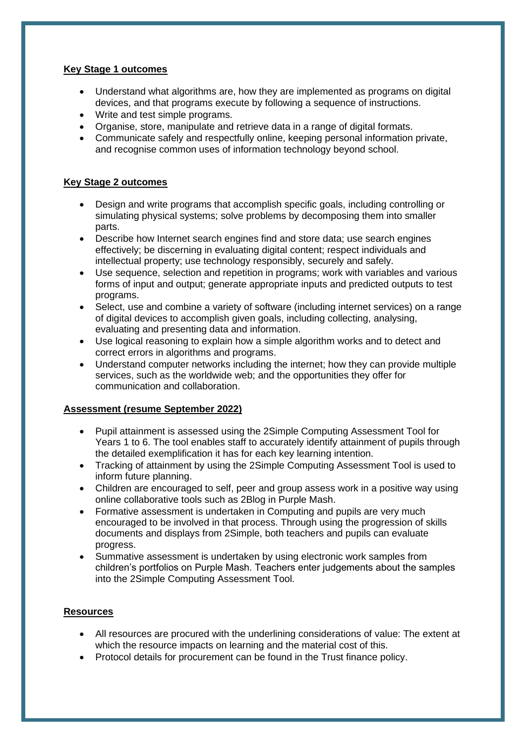**Key Stage 1 outcomes**

- Understand what algorithms are, how they are implemented as programs on digital devices, and that programs execute by following a sequence of instructions.
- Write and test simple programs.
- Organise, store, manipulate and retrieve data in a range of digital formats.
- Communicate safely and respectfully online, keeping personal information private, and recognise common uses of information technology beyond school.

**Key Stage 2 outcomes**

- Design and write programs that accomplish specific goals, including controlling or simulating physical systems; solve problems by decomposing them into smaller parts.
- Describe how Internet search engines find and store data; use search engines effectively; be discerning in evaluating digital content; respect individuals and intellectual property; use technology responsibly, securely and safely.
- Use sequence, selection and repetition in programs; work with variables and various forms of input and output; generate appropriate inputs and predicted outputs to test programs.
- Select, use and combine a variety of software (including internet services) on a range of digital devices to accomplish given goals, including collecting, analysing, evaluating and presenting data and information.
- Use logical reasoning to explain how a simple algorithm works and to detect and correct errors in algorithms and programs.
- Understand computer networks including the internet; how they can provide multiple services, such as the worldwide web; and the opportunities they offer for communication and collaboration.

**Assessment (resume September 2022)**

- Pupil attainment is assessed using the 2Simple Computing Assessment Tool for Years 1 to 6. The tool enables staff to accurately identify attainment of pupils through the detailed exemplification it has for each key learning intention.
- Tracking of attainment by using the 2Simple Computing Assessment Tool is used to inform future planning.
- Children are encouraged to self, peer and group assess work in a positive way using online collaborative tools such as 2Blog in Purple Mash.
- Formative assessment is undertaken in Computing and pupils are very much encouraged to be involved in that process. Through using the progression of skills documents and displays from 2Simple, both teachers and pupils can evaluate progress.
- Summative assessment is undertaken by using electronic work samples from children's portfolios on Purple Mash. Teachers enter judgements about the samples into the 2Simple Computing Assessment Tool.

**Resources**

- All resources are procured with the underlining considerations of value: The extent at which the resource impacts on learning and the material cost of this.
- Protocol details for procurement can be found in the Trust finance policy.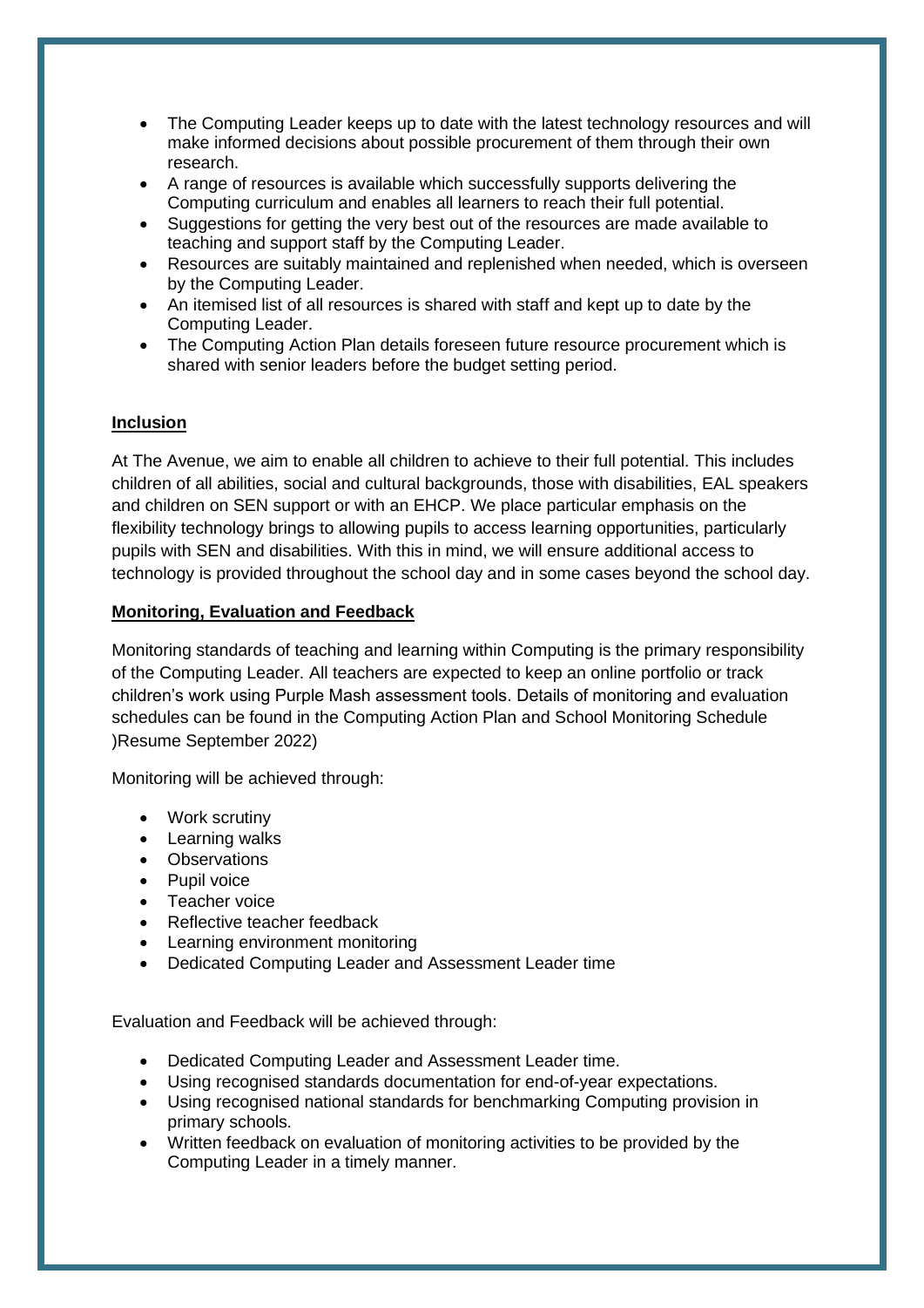- The Computing Leader keeps up to date with the latest technology resources and will make informed decisions about possible procurement of them through their own research.
- A range of resources is available which successfully supports delivering the Computing curriculum and enables all learners to reach their full potential.
- Suggestions for getting the very best out of the resources are made available to teaching and support staff by the Computing Leader.
- Resources are suitably maintained and replenished when needed, which is overseen by the Computing Leader.
- An itemised list of all resources is shared with staff and kept up to date by the Computing Leader.
- The Computing Action Plan details foreseen future resource procurement which is shared with senior leaders before the budget setting period.

## Inclusion

At The Avenue, we aim to enable all children to achieve to their full potential. This includes children of all abilities, social and cultural backgrounds, those with disabilities, EAL speakers and children on SEN support or with an EHCP. We place particular emphasis on the flexibility technology brings to allowing pupils to access learning opportunities, particularly pupils with SEN and disabilities. With this in mind, we will ensure additional access to technology is provided throughout the school day and in some cases beyond the school day.

## Monitoring, Evaluation and Feedback

Monitoring standards of teaching and learning within Computing is the primary responsibility of the Computing Leader. All teachers are expected to keep an online portfolio or track children's work using Purple Mash assessment tools. Details of monitoring and evaluation schedules can be found in the Computing Action Plan and School Monitoring Schedule )Resume September 2022)

Monitoring will be achieved through:

- Work scrutiny
- Learning walks
- Observations
- Pupil voice
- Teacher voice
- Reflective teacher feedback
- Learning environment monitoring
- Dedicated Computing Leader and Assessment Leader time

Evaluation and Feedback will be achieved through:

- Dedicated Computing Leader and Assessment Leader time.
- Using recognised standards documentation for end-of-year expectations.
- Using recognised national standards for benchmarking Computing provision in primary schools.
- Written feedback on evaluation of monitoring activities to be provided by the Computing Leader in a timely manner.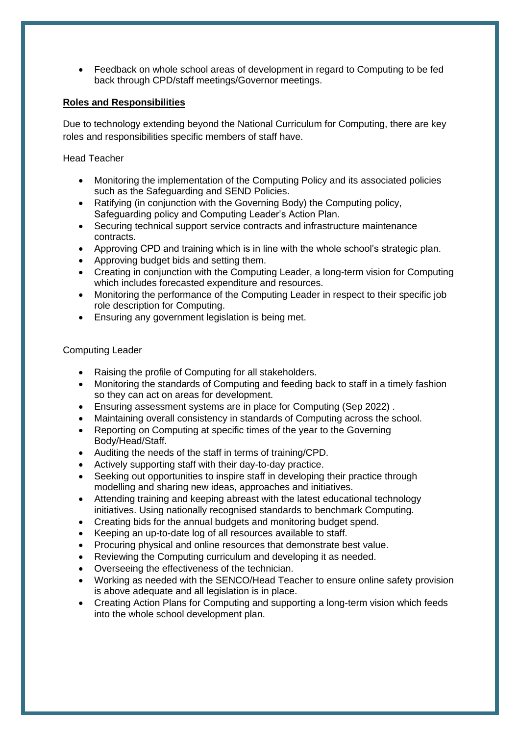- Feedback on whole school areas of development in regard to Computing to be fed back through CPD/staff meetings/Governor meetings.

**Roles and Responsibilities**

Due to technology extending beyond the National Curriculum for Computing, there are key roles and responsibilities specific members of staff have.

Head Teacher

- Monitoring the implementation of the Computing Policy and its associated policies such as the Safeguarding and SEND Policies.
- Ratifying (in conjunction with the Governing Body) the Computing policy, Safeguarding policy and Computing Leader's Action Plan.
- Securing technical support service contracts and infrastructure maintenance contracts.
- Approving CPD and training which is in line with the whole school's strategic plan.
- Approving budget bids and setting them.
- Creating in conjunction with the Computing Leader, a long-term vision for Computing which includes forecasted expenditure and resources.
- Monitoring the performance of the Computing Leader in respect to their specific job role description for Computing.
- Ensuring any government legislation is being met.

Computing Leader

- Raising the profile of Computing for all stakeholders.
- Monitoring the standards of Computing and feeding back to staff in a timely fashion so they can act on areas for development.
- Ensuring assessment systems are in place for Computing (Sep 2022) .
- Maintaining overall consistency in standards of Computing across the school.
- Reporting on Computing at specific times of the year to the Governing Body/Head/Staff.
- Auditing the needs of the staff in terms of training/CPD.
- Actively supporting staff with their day-to-day practice.
- Seeking out opportunities to inspire staff in developing their practice through modelling and sharing new ideas, approaches and initiatives.
- Attending training and keeping abreast with the latest educational technology initiatives. Using nationally recognised standards to benchmark Computing.
- Creating bids for the annual budgets and monitoring budget spend.
- Keeping an up-to-date log of all resources available to staff.
- Procuring physical and online resources that demonstrate best value.
- Reviewing the Computing curriculum and developing it as needed.
- Overseeing the effectiveness of the technician.
- Working as needed with the SENCO/Head Teacher to ensure online safety provision is above adequate and all legislation is in place.
- Creating Action Plans for Computing and supporting a long-term vision which feeds into the whole school development plan.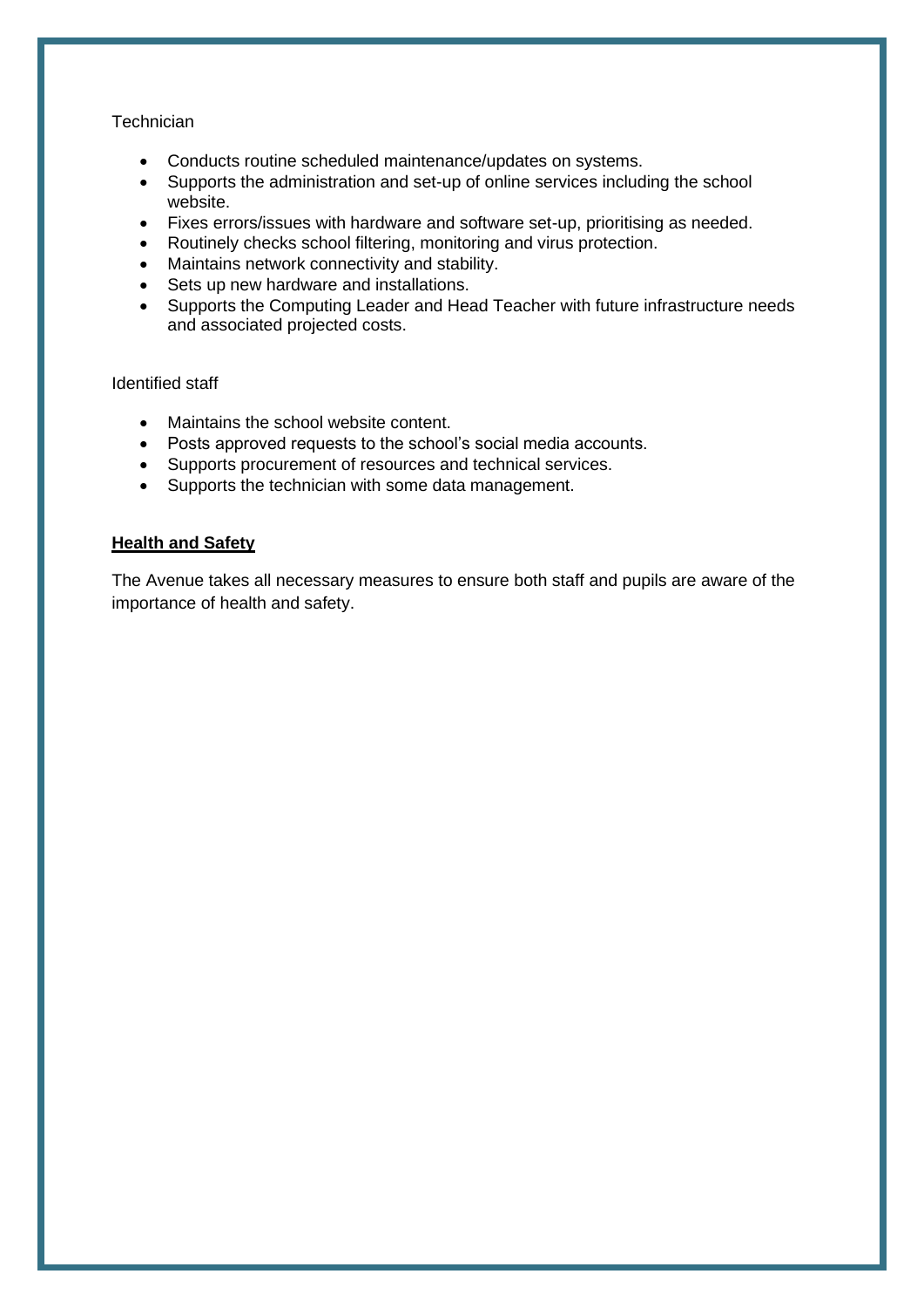Technician

- Conducts routine scheduled maintenance/updates on systems.
- Supports the administration and set-up of online services including the school website.
- Fixes errors/issues with hardware and software set-up, prioritising as needed.
- Routinely checks school filtering, monitoring and virus protection.
- Maintains network connectivity and stability.
- Sets up new hardware and installations.
- Supports the Computing Leader and Head Teacher with future infrastructure needs and associated projected costs.

Identified staff

- Maintains the school website content.
- Posts approved requests to the school's social media accounts.
- Supports procurement of resources and technical services.
- Supports the technician with some data management.

## Health and Safety

The Avenue takes all necessary measures to ensure both staff and pupils are aware of the importance of health and safety.